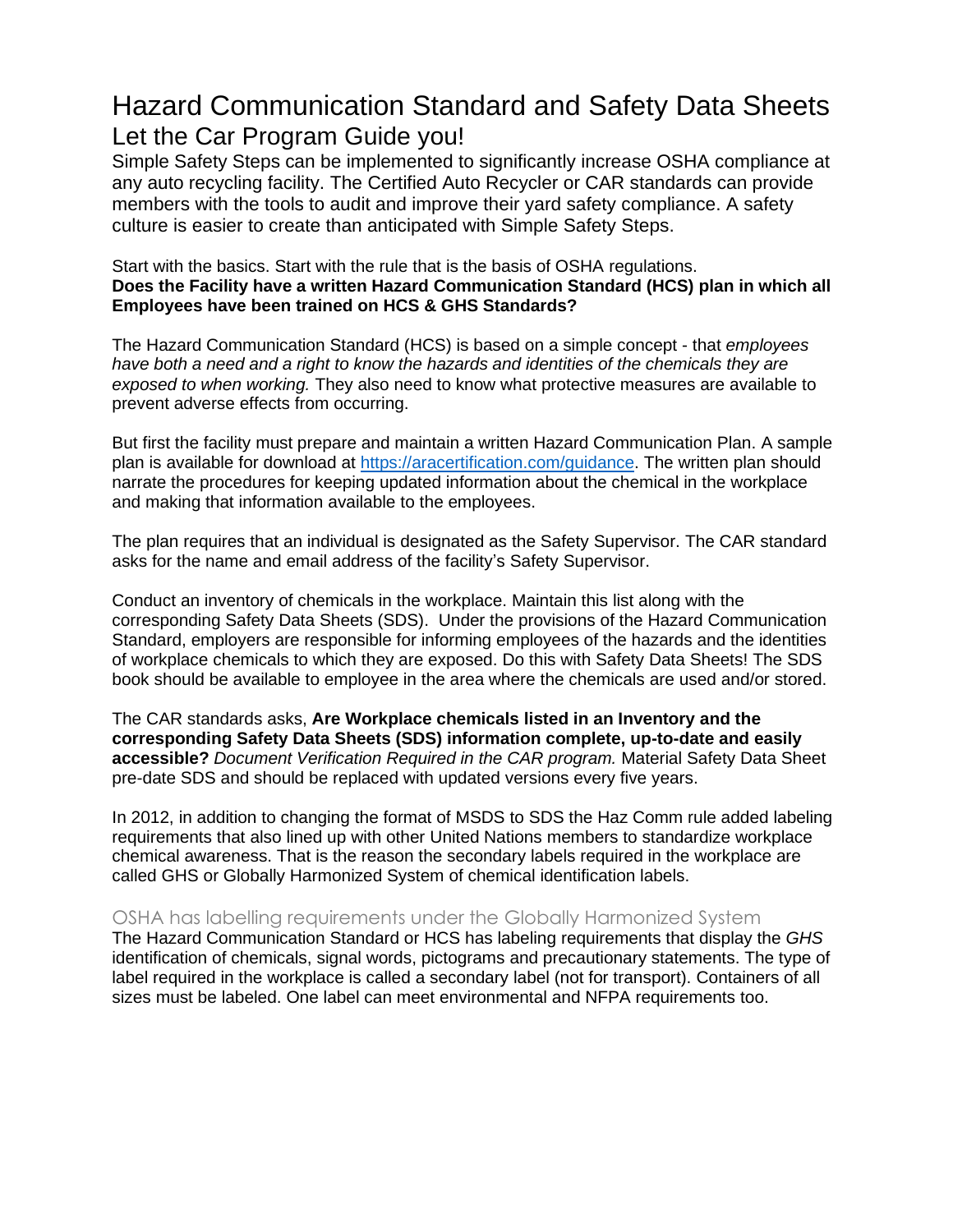# Hazard Communication Standard and Safety Data Sheets

## Let the Car Program Guide you!

Simple Safety Steps can be implemented to significantly increase OSHA compliance at any auto recycling facility. The Certified Auto Recycler or CAR standards can provide members with the tools to audit and improve their yard safety compliance. A safety culture is easier to create than anticipated with Simple Safety Steps.

Start with the basics. Start with the rule that is the basis of OSHA regulations.
**Does the Facility have a written Hazard Communication Standard (HCS) plan in which all Employees have been trained on HCS & GHS Standards?**

The Hazard Communication Standard (HCS) is based on a simple concept - that *employees have both a need and a right to know the hazards and identities of the chemicals they are exposed to when working.* They also need to know what protective measures are available to prevent adverse effects from occurring.

But first the facility must prepare and maintain a written Hazard Communication Plan. A sample plan is available for download at [https://aracertification.com/guidance](https://aracertification.com/guidance). The written plan should narrate the procedures for keeping updated information about the chemical in the workplace and making that information available to the employees.

The plan requires that an individual is designated as the Safety Supervisor. The CAR standard asks for the name and email address of the facility's Safety Supervisor.

Conduct an inventory of chemicals in the workplace. Maintain this list along with the corresponding Safety Data Sheets (SDS). Under the provisions of the Hazard Communication Standard, employers are responsible for informing employees of the hazards and the identities of workplace chemicals to which they are exposed. Do this with Safety Data Sheets! The SDS book should be available to employee in the area where the chemicals are used and/or stored.

The CAR standards asks, **Are Workplace chemicals listed in an Inventory and the corresponding Safety Data Sheets (SDS) information complete, up-to-date and easily accessible?** *Document Verification Required in the CAR program.* Material Safety Data Sheet pre-date SDS and should be replaced with updated versions every five years.

In 2012, in addition to changing the format of MSDS to SDS the Haz Comm rule added labeling requirements that also lined up with other United Nations members to standardize workplace chemical awareness. That is the reason the secondary labels required in the workplace are called GHS or Globally Harmonized System of chemical identification labels.

### OSHA has labelling requirements under the Globally Harmonized System

The Hazard Communication Standard or HCS has labeling requirements that display the *GHS* identification of chemicals, signal words, pictograms and precautionary statements. The type of label required in the workplace is called a secondary label (not for transport). Containers of all sizes must be labeled. One label can meet environmental and NFPA requirements too.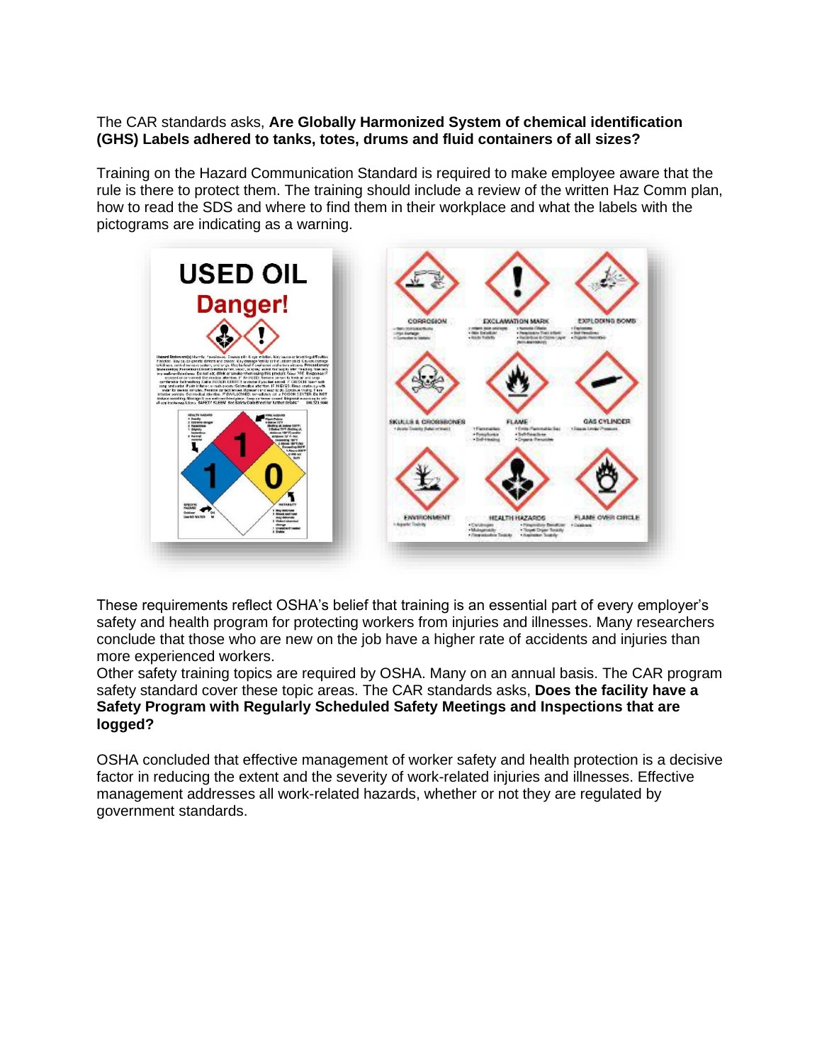The CAR standards asks, **Are Globally Harmonized System of chemical identification (GHS) Labels adhered to tanks, totes, drums and fluid containers of all sizes?**

Training on the Hazard Communication Standard is required to make employee aware that the rule is there to protect them. The training should include a review of the written Haz Comm plan, how to read the SDS and where to find them in their workplace and what the labels with the pictograms are indicating as a warning.

These requirements reflect OSHA's belief that training is an essential part of every employer's safety and health program for protecting workers from injuries and illnesses. Many researchers conclude that those who are new on the job have a higher rate of accidents and injuries than more experienced workers.
Other safety training topics are required by OSHA. Many on an annual basis. The CAR program safety standard cover these topic areas. The CAR standards asks, **Does the facility have a Safety Program with Regularly Scheduled Safety Meetings and Inspections that are logged?**

OSHA concluded that effective management of worker safety and health protection is a decisive factor in reducing the extent and the severity of work-related injuries and illnesses. Effective management addresses all work-related hazards, whether or not they are regulated by government standards.